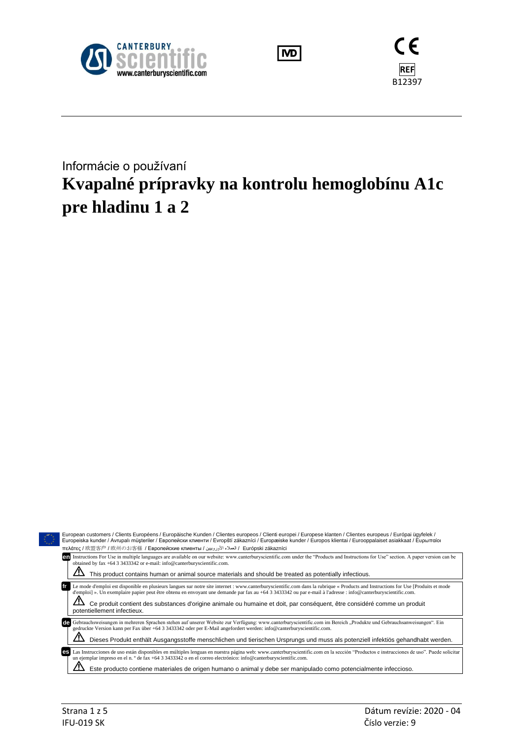CANTERBURY scientific
www.canterburyscientific.com

IVD

CE

REF B12397

Informácie o používaní

# Kvapalné prípravky na kontrolu hemoglobínu A1c pre hladinu 1 a 2

European customers / Clients Européens / Europäische Kunden / Clientes europeos / Clienti europei / Europese klanten / Clientes europeus / Európai ügyfelek / Europeiska kunder / Avrupalı müşteriler / Европейски клиенти / Evropští zákazníci / Europæiske kunder / Europos klientai / Eurooppalaiset asiakkaat / Ευρωπαίοι πελάτες / 欧盟客户 / 欧州のお客様 / Европейские клиенты / العملاء الأوروبيين / Európski zákazníci

**en** Instructions For Use in multiple languages are available on our website: www.canterburyscientific.com under the "Products and Instructions for Use" section. A paper version can be obtained by fax +64 3 3433342 or e-mail: info@canterburyscientific.com.

⚠ This product contains human or animal source materials and should be treated as potentially infectious.

**fr** Le mode d'emploi est disponible en plusieurs langues sur notre site internet : www.canterburyscientific.com dans la rubrique « Products and Instructions for Use [Produits et mode d'emploi] ». Un exemplaire papier peut être obtenu en envoyant une demande par fax au +64 3 3433342 ou par e-mail à l'adresse : info@canterburyscientific.com.

⚠ Ce produit contient des substances d'origine animale ou humaine et doit, par conséquent, être considéré comme un produit potentiellement infectieux.

**de** Gebrauchsweisungen in mehreren Sprachen stehen auf unserer Website zur Verfügung: www.canterburyscientific.com im Bereich „Produkte und Gebrauchsanweisungen". Ein gedruckte Version kann per Fax über +64 3 3433342 oder per E-Mail angefordert werden: info@canterburyscientific.com.

⚠ Dieses Produkt enthält Ausgangsstoffe menschlichen und tierischen Ursprungs und muss als potenziell infektiös gehandhabt werden.

**es** Las Instrucciones de uso están disponibles en múltiples lenguas en nuestra página web: www.canterburyscientific.com en la sección "Productos e instrucciones de uso". Puede solicitar un ejemplar impreso en el n. º de fax +64 3 3433342 o en el correo electrónico: info@canterburyscientific.com.

⚠ Este producto contiene materiales de origen humano o animal y debe ser manipulado como potencialmente infeccioso.

IFU-019 SK

Dátum revízie: 2020 - 04

Číslo verzie: 9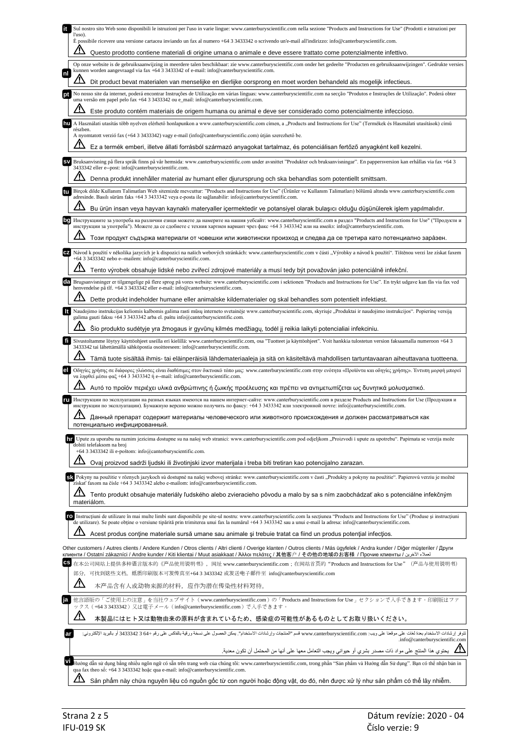**it** Sul nostro sito Web sono disponibili le istruzioni per l'uso in varie lingue: www.canterburyscientific.com nella sezione "Products and Instructions for Use" (Prodotti e istruzioni per l'uso).
È possibile ricevere una versione cartacea inviando un fax al numero +64 3 3433342 o scrivendo un'e-mail all'indirizzo: info@canterburyscientific.com.

⚠ Questo prodotto contiene materiali di origine umana o animale e deve essere trattato come potenzialmente infettivo.

**nl** Op onze website is de gebruiksaanwijzing in meerdere talen beschikbaar: zie www.canterburyscientific.com onder het gedeelte "Producten en gebruiksaanwijzingen". Gedrukte versies kunnen worden aangevraagd via fax +64 3 3433342 of e-mail: info@canterburyscientific.com.

⚠ Dit product bevat materialen van menselijke en dierlijke oorsprong en moet worden behandeld als mogelijk infectieus.

**pt** No nosso site da internet, poderá encontrar Instruções de Utilização em várias línguas: www.canterburyscientific.com na secção "Produtos e Instruções de Utilização". Poderá obter uma versão em papel pelo fax +64 3 3433342 ou e_mail: info@canterburyscientific.com.

⚠ Este produto contém materiais de origem humana ou animal e deve ser considerado como potencialmente infeccioso.

**hu** A Használati utasítás több nyelven elérhető honlapunkon a www.canterburyscientific.com címen, a „Products and Instructions for Use" (Termékek és Használati utasítások) című részben.
A nyomtatott verzió fax (+64 3 3433342) vagy e-mail (info@canterburyscientific.com) útján szerezhető be.

⚠ Ez a termék emberi, illetve állati forrásból származó anyagokat tartalmaz, és potenciálisan fertőző anyagként kell kezelni.

**sv** Bruksanvisning på flera språk finns på vår hemsida: www.canterburyscientific.com under avsnittet "Produkter och bruksanvisningar". En pappersversion kan erhållas via fax +64 3 3433342 eller e--post: info@canterburyscientific.com.

⚠ Denna produkt innehåller material av humant eller djurursprung och ska behandlas som potentiellt smittsam.

**tu** Birçok dilde Kullanım Talimatları Web sitemizde mevcuttur: "Products and Instructions for Use" (Ürünler ve Kullanım Talimatları) bölümü altında www.canterburyscientific.com adresinde. Basılı sürüm faks +64 3 3433342 veya e-posta ile sağlanabilir: info@canterburyscientific.com.

⚠ Bu ürün insan veya hayvan kaynaklı materyaller içermektedir ve potansiyel olarak bulaşıcı olduğu düşünülerek işlem yapılmalıdır.

**bg** Инструкциите за употреба на различни езици можете да намерите на нашия уебсайт: www.canterburyscientific.com в раздел "Products and Instructions for Use" ("Продукти и инструкции за употреба"). Можете да се сдобиете с техния хартиен вариант чрез факс +64 3 3433342 или на имейл: info@canterburyscientific.com.

⚠ Този продукт съдържа материали от човешки или животински произход и следва да се третира като потенциално зара̀зен.

**cz** Návod k použití v několika jazycích je k dispozici na našich webových stránkách: www.canterburyscientific.com v části „Výrobky a návod k použití". Tištěnou verzi lze získat faxem +64 3 3433342 nebo e--mailem: info@canterburyscientific.com.

⚠ Tento výrobek obsahuje lidské nebo zvířecí zdrojové materiály a musí tedy být považován jako potenciálně infekční.

**da** Brugsanvisninger er tilgængelige på flere sprog på vores website: www.canterburyscientific.com i sektionen "Products and Instructions for Use". En trykt udgave kan fås via fax ved henvendelse på tlf. +64 3 3433342 eller e-mail: info@canterburyscientific.com.

⚠ Dette produkt indeholder humane eller animalske kildematerialer og skal behandles som potentielt infektiøst.

**lt** Naudojimo instrukcijas keliomis kalbomis galima rasti mūsų interneto svetainėje www.canterburyscientific.com, skyriuje „Produktai ir naudojimo instrukcijos". Popierinę versiją galima gauti faksu +64 3 3433342 arba el. paštu info@canterburyscientific.com.

⚠ Šio produkto sudėtyje yra žmogaus ir gyvūnų kilmės medžiagų, todėl jį reikia laikyti potencialiai infekciniu.

**fi** Sivustoltamme löytyy käyttöohjeet useilla eri kielillä: www.canterburyscientific.com, osa "Tuotteet ja käyttöohjeet". Voit hankkia tulostetun version faksaamalla numeroon +64 3 3433342 tai lähettämällä sähköpostia osoitteeseen: info@canterburyscientific.com.

⚠ Tämä tuote sisältää ihmis- tai eläinperäisiä lähdemateriaaleja ja sitä on käsiteltävä mahdollisen tartuntavaaran aiheuttavana tuotteena.

**el** Οδηγίες χρήσης σε διάφορες γλώσσες είναι διαθέσιμες στον δικτυακό τόπο μας: www.canterburyscientific.com στην ενότητα «Προϊόντα και οδηγίες χρήσης». Έντυπη μορφή μπορεί να ληφθεί μέσω φαξ +64 3 3433342 ή e--mail: info@canterburyscientific.com.

⚠ Αυτό το προϊόν περιέχει υλικά ανθρώπινης ή ζωικής προέλευσης και πρέπει να αντιμετωπίζεται ως δυνητικά μολυσματικό.

**ru** Инструкции по эксплуатации на разных языках имеются на нашем интернет-сайте: www.canterburyscientific.com в разделе Products and Instructions for Use (Продукция и инструкции по эксплуатации). Бумажную версию можно получить по факсу: +64 3 3433342 или электронной почте: info@canterburyscientific.com.

⚠ Данный препарат содержит материалы человеческого или животного происхождения и должен рассматриваться как потенциально инфицированный.

**hr** Upute za uporabu na raznim jezicima dostupne su na našoj web stranici: www.canterburyscientific.com pod odjeljkom „Proizvodi i upute za upotrebu". Papirnata se verzija može dobiti telefaksom na broj
+64 3 3433342 ili e-poštom: info@canterburyscientific.com.

⚠ Ovaj proizvod sadrži ljudski ili životinjski izvor materijala i treba biti tretiran kao potencijalno zarazan.

**sk** Pokyny na použitie v rôznych jazykoch sú dostupné na našej webovej stránke: www.canterburyscientific.com v časti „Produkty a pokyny na použitie". Papierovú verziu je možné získať faxom na čísle +64 3 3433342 alebo e-mailom: info@canterburyscientific.com.

⚠ Tento produkt obsahuje materiály ľudského alebo zvieracieho pôvodu a malo by sa s ním zaobchádzať ako s potenciálne infekčným materiálom.

**ro** Instrucțiuni de utilizare în mai multe limbi sunt disponibile pe site-ul nostru: www.canterburyscientific.com la secțiunea "Products and Instructions for Use" (Produse și instrucțiuni de utilizare). Se poate obține o versiune tipărită prin trimiterea unui fax la numărul +64 3 3433342 sau a unui e-mail la adresa: info@canterburyscientific.com.

⚠ Acest produs conține materiale sursă umane sau animale și trebuie tratat ca fiind un produs potențial infecțios.

Other customers / Autres clients / Andere Kunden / Otros clients / Altri clienti / Overige klanten / Outros clientes / Más ügyfelek / Andra kunder / Diğer müşteriler / Други клиенти / Ostatní zákazníci / Andre kunder / Kiti klientai / Muut asiakkaat / Άλλοι πελάτες / 其他客户 / その他の地域のお客様 / Прочие клиенты / لعملاء الآخرين

**cs** 在本公司网站上提供多种语言版本的《产品使用说明书》，网址 www.canterburyscientific.com；在网站首页的"Products and Instructions for Use"（产品与使用说明书）部分，可找到这些文档。纸质印刷版本可发传真至+64 3 3433342 或发送电子邮件至 info@canterburyscientific.com

⚠ 本产品含有人或动物来源的材料，应作为潜在传染性材料对待。

**ja** 他言語版の「ご使用上の注意」を当社ウェブサイト（www.canterburyscientific.com）の「Products and Instructions for Use」セクションで入手できます。印刷版はファックス（+64 3 3433342）又は電子メール（info@canterburyscientific.com）で入手できます。

⚠ 本製品にはヒト又は動物由来の原料が含まれているため、感染症の可能性があるものとしてお取り扱いください。

**ar** تتوفر إرشادات الاستخدام بعدة لغات على موقعنا على ويب: www.canterburyscientific.com قسم "المنتجات وإرشادات الاستخدام". يمكن الحصول على نسخة ورقية بالفاكس على رقم +64 3 3433342 أو بالبريد الإلكتروني: info@canterburyscientific.com.

⚠ يحتوي هذا المنتج على مواد ذات مصدر بشري أو حيواني ويجب التعامل معها على أنها من المحتمل أن تكون معدية.

**vi** Hướng dẫn sử dụng bằng nhiều ngôn ngữ có sẵn trên trang web của chúng tôi: www.canterburyscientific.com, trong phần "Sản phẩm và Hướng dẫn Sử dụng". Bạn có thể nhận bản in qua fax theo số: +64 3 3433342 hoặc qua e-mail: info@canterburyscientific.com.

⚠ Sản phẩm này chứa nguyên liệu có nguồn gốc từ con người hoặc động vật, do đó, nên được xử lý như sản phẩm có thể lây nhiễm.

IFU-019 SK

Dátum revízie: 2020 - 04

Číslo verzie: 9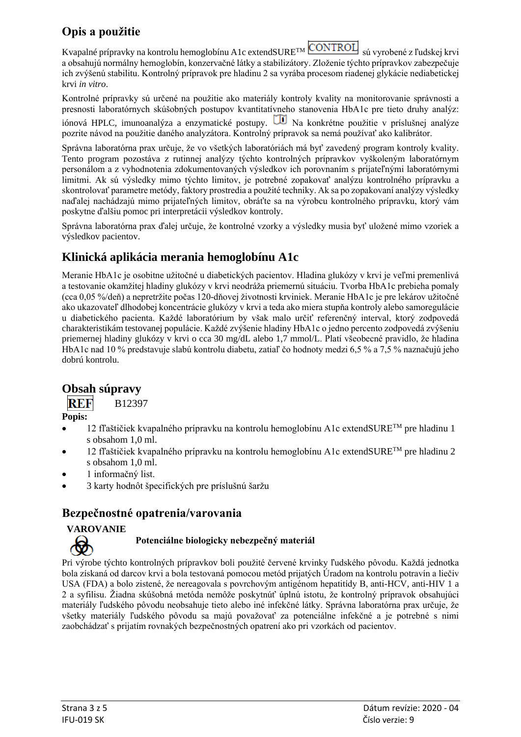## Opis a použitie

Kvapalné prípravky na kontrolu hemoglobínu A1c extendSURE™ CONTROL sú vyrobené z ľudskej krvi a obsahujú normálny hemoglobín, konzervačné látky a stabilizátory. Zloženie týchto prípravkov zabezpečuje ich zvýšenú stabilitu. Kontrolný prípravok pre hladinu 2 sa vyrába procesom riadenej glykácie nediabetickej krvi *in vitro*.

Kontrolné prípravky sú určené na použitie ako materiály kontroly kvality na monitorovanie správnosti a presnosti laboratórnych skúšobných postupov kvantitatívneho stanovenia HbA1c pre tieto druhy analýz: iónová HPLC, imunoanalýza a enzymatické postupy. Na konkrétne použitie v príslušnej analýze pozrite návod na použitie daného analyzátora. Kontrolný prípravok sa nemá používať ako kalibrátor.

Správna laboratórna prax určuje, že vo všetkých laboratóriách má byť zavedený program kontroly kvality. Tento program pozostáva z rutinnej analýzy týchto kontrolných prípravkov vyškoleným laboratórnym personálom a z vyhodnotenia zdokumentovaných výsledkov ich porovnaním s prijateľnými laboratórnymi limitmi. Ak sú výsledky mimo týchto limitov, je potrebné zopakovať analýzu kontrolného prípravku a skontrolovať parametre metódy, faktory prostredia a použité techniky. Ak sa po zopakovaní analýzy výsledky naďalej nachádzajú mimo prijateľných limitov, obráťte sa na výrobcu kontrolného prípravku, ktorý vám poskytne ďalšiu pomoc pri interpretácii výsledkov kontroly.

Správna laboratórna prax ďalej určuje, že kontrolné vzorky a výsledky musia byť uložené mimo vzoriek a výsledkov pacientov.

## Klinická aplikácia merania hemoglobínu A1c

Meranie HbA1c je osobitne užitočné u diabetických pacientov. Hladina glukózy v krvi je veľmi premenlivá a testovanie okamžitej hladiny glukózy v krvi neodráža priemernú situáciu. Tvorba HbA1c prebieha pomaly (cca 0,05 %/deň) a nepretržite počas 120-dňovej životnosti krviniek. Meranie HbA1c je pre lekárov užitočné ako ukazovateľ dlhodobej koncentrácie glukózy v krvi a teda ako miera stupňa kontroly alebo samoregulácie u diabetického pacienta. Každé laboratórium by však malo určiť referenčný interval, ktorý zodpovedá charakteristikám testovanej populácie. Každé zvýšenie hladiny HbA1c o jedno percento zodpovedá zvýšeniu priemernej hladiny glukózy v krvi o cca 30 mg/dL alebo 1,7 mmol/L. Platí všeobecné pravidlo, že hladina HbA1c nad 10 % predstavuje slabú kontrolu diabetu, zatiaľ čo hodnoty medzi 6,5 % a 7,5 % naznačujú jeho dobrú kontrolu.

## Obsah súpravy

**REF** B12397

**Popis:**

- 12 fľaštičiek kvapalného prípravku na kontrolu hemoglobínu A1c extendSURE™ pre hladinu 1 s obsahom 1,0 ml.
- 12 fľaštičiek kvapalného prípravku na kontrolu hemoglobínu A1c extendSURE™ pre hladinu 2 s obsahom 1,0 ml.
- 1 informačný list.
- 3 karty hodnôt špecifických pre príslušnú šaržu

## Bezpečnostné opatrenia/varovania

**VAROVANIE**

**Potenciálne biologicky nebezpečný materiál**

Pri výrobe týchto kontrolných prípravkov boli použité červené krvinky ľudského pôvodu. Každá jednotka bola získaná od darcov krvi a bola testovaná pomocou metód prijatých Úradom na kontrolu potravín a liečiv USA (FDA) a bolo zistené, že nereagovala s povrchovým antigénom hepatitídy B, anti-HCV, anti-HIV 1 a 2 a syfilisu. Žiadna skúšobná metóda nemôže poskytnúť úplnú istotu, že kontrolný prípravok obsahujúci materiály ľudského pôvodu neobsahuje tieto alebo iné infekčné látky. Správna laboratórna prax určuje, že všetky materiály ľudského pôvodu sa majú považovať za potenciálne infekčné a je potrebné s nimi zaobchádzať s prijatím rovnakých bezpečnostných opatrení ako pri vzorkách od pacientov.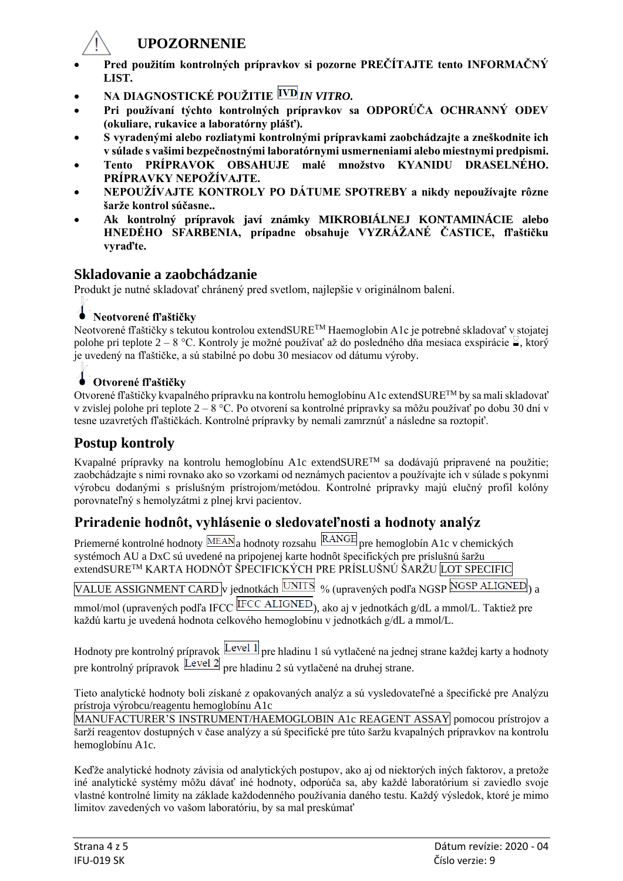# UPOZORNENIE

- **Pred použitím kontrolných prípravkov si pozorne PREČÍTAJTE tento INFORMAČNÝ LIST.**
- **NA DIAGNOSTICKÉ POUŽITIE IVD *IN VITRO.***
- **Pri používaní týchto kontrolných prípravkov sa ODPORÚČA OCHRANNÝ ODEV (okuliare, rukavice a laboratórny plášť).**
- **S vyradenými alebo rozliatymi kontrolnými prípravkami zaobchádzajte a zneškodnite ich v súlade s vašimi bezpečnostnými laboratórnymi usmerneniami alebo miestnymi predpismi.**
- **Tento PRÍPRAVOK OBSAHUJE malé množstvo KYANIDU DRASELNÉHO. PRÍPRAVKY NEPOŽÍVAJTE.**
- **NEPOUŽÍVAJTE KONTROLY PO DÁTUME SPOTREBY a nikdy nepoužívajte rôzne šarže kontrol súčasne..**
- **Ak kontrolný prípravok javí známky MIKROBIÁLNEJ KONTAMINÁCIE alebo HNEDÉHO SFARBENIA, prípadne obsahuje VYZRÁŽANÉ ČASTICE, fľaštičku vyraďte.**

## Skladovanie a zaobchádzanie

Produkt je nutné skladovať chránený pred svetlom, najlepšie v originálnom balení.

### Neotvorené fľaštičky

Neotvorené fľaštičky s tekutou kontrolou extendSURE™ Haemoglobin A1c je potrebné skladovať v stojatej polohe pri teplote 2 – 8 °C. Kontroly je možné používať až do posledného dňa mesiaca exspirácie, ktorý je uvedený na fľaštičke, a sú stabilné po dobu 30 mesiacov od dátumu výroby.

### Otvorené fľaštičky

Otvorené fľaštičky kvapalného prípravku na kontrolu hemoglobínu A1c extendSURE™ by sa mali skladovať v zvislej polohe pri teplote 2 – 8 °C. Po otvorení sa kontrolné prípravky sa môžu používať po dobu 30 dní v tesne uzavretých fľaštičkách. Kontrolné prípravky by nemali zamrznúť a následne sa roztopiť.

## Postup kontroly

Kvapalné prípravky na kontrolu hemoglobínu A1c extendSURE™ sa dodávajú pripravené na použitie; zaobchádzajte s nimi rovnako ako so vzorkami od neznámych pacientov a používajte ich v súlade s pokynmi výrobcu dodanými s príslušným prístrojom/metódou. Kontrolné prípravky majú elučný profil kolóny porovnateľný s hemolyzátmi z plnej krvi pacientov.

## Priradenie hodnôt, vyhlásenie o sledovateľnosti a hodnoty analýz

Priemerné kontrolné hodnoty MEAN a hodnoty rozsahu RANGE pre hemoglobín A1c v chemických systémoch AU a DxC sú uvedené na pripojenej karte hodnôt špecifických pre príslušnú šaržu extendSURE™ KARTA HODNÔT ŠPECIFICKÝCH PRE PRÍSLUŠNÚ ŠARŽU LOT SPECIFIC VALUE ASSIGNMENT CARD v jednotkách UNITS % (upravených podľa NGSP NGSP ALIGNED) a mmol/mol (upravených podľa IFCC IFCC ALIGNED), ako aj v jednotkách g/dL a mmol/L. Taktiež pre každú kartu je uvedená hodnota celkového hemoglobínu v jednotkách g/dL a mmol/L.

Hodnoty pre kontrolný prípravok Level 1 pre hladinu 1 sú vytlačené na jednej strane každej karty a hodnoty pre kontrolný prípravok Level 2 pre hladinu 2 sú vytlačené na druhej strane.

Tieto analytické hodnoty boli získané z opakovaných analýz a sú vysledovateľné a špecifické pre Analýzu prístroja výrobcu/reagentu hemoglobínu A1c MANUFACTURER'S INSTRUMENT/HAEMOGLOBIN A1c REAGENT ASSAY pomocou prístrojov a šarží reagentov dostupných v čase analýzy a sú špecifické pre túto šaržu kvapalných prípravkov na kontrolu hemoglobínu A1c.

Keďže analytické hodnoty závisia od analytických postupov, ako aj od niektorých iných faktorov, a pretože iné analytické systémy môžu dávať iné hodnoty, odporúča sa, aby každé laboratórium si zaviedlo svoje vlastné kontrolné limity na základe každodenného používania daného testu. Každý výsledok, ktoré je mimo limitov zavedených vo vašom laboratóriu, by sa mal preskúmať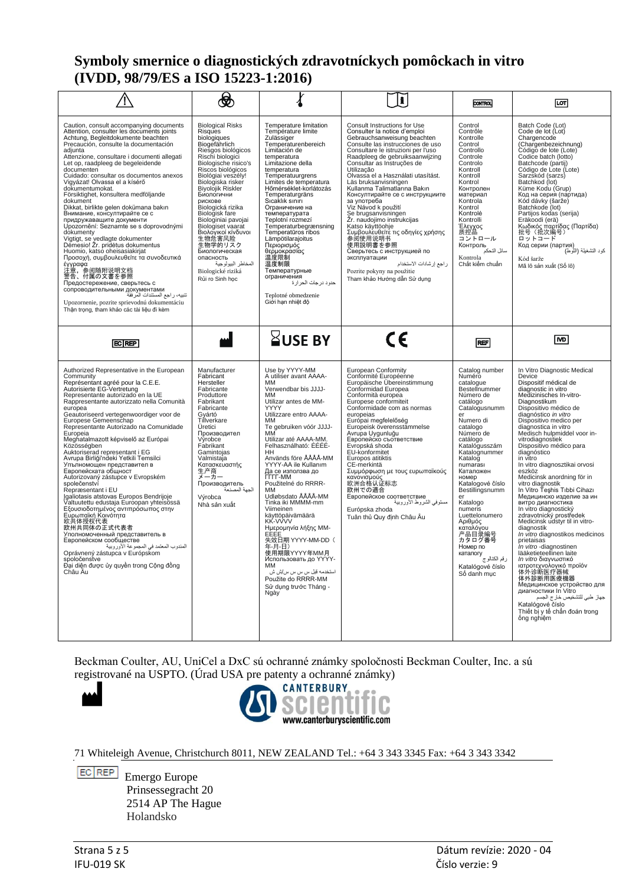# Symboly smernice o diagnostických zdravotníckych pomôckach in vitro (IVDD, 98/79/ES a ISO 15223-1:2016)

| ⚠ | ☣ | 🌡 | 📖 | CONTROL | LOT |
|---|---|---|---|---|---|
| Caution, consult accompanying documents<br>Attention, consulter les documents joints<br>Achtung, Begleitdokumente beachten<br>Precaución, consulte la documentación adjunta<br>Attenzione, consultare i documenti allegati<br>Let op, raadpleeg de begeleidende documenten<br>Cuidado: consultar os documentos anexos<br>Vigyázat! Olvassa el a kísérő dokumentumokat.<br>Försiktighet, konsultera medföljande dokument<br>Dikkat, birlikte gelen doküman bakın<br>Внимание, консултирайте се с придружаващите документи<br>Upozornění: Seznamte se s doprovodnými dokumenty<br>Vigtigt, se vedlagte dokumenter<br>Dėmesio! Žr. pridėtus dokumentus<br>Huomio, katso oheisasiakirjat<br>Προσοχή, συμβουλευθείτε τα συνοδευτικά έγγραφα<br>注意，参阅随附说明文档<br>警告、付属の文書を参照<br>Предостережение, сверьтесь с сопроводительными документами<br>تنبيه، راجع المستندات المرفقة<br>Upozornenie, pozrite sprievodnú dokumentáciu<br>Thận trọng, tham khảo các tài liệu đi kèm | Biological Risks<br>Risques biologiques<br>Biogefährlich<br>Riesgos biológicos<br>Rischi biologici<br>Biologische risico's<br>Riscos biológicos<br>Biológiai veszély!<br>Biologiska risker<br>Biyolojik Riskler<br>Биологични рискове<br>Biologická rizika<br>Biologisk fare<br>Biologiniai pavojai<br>Biologiset vaarat<br>Βιολογικοί κίνδυνοι<br>生物危害风险<br>生物学的リスク<br>Биологическая опасность<br>المخاطر البيولوجية<br>Biologické riziká<br>Rủi ro Sinh học | Temperature limitation<br>Température limite<br>Zulässiger Temperaturenbereich<br>Limitación de temperatura<br>Limitazione della temperatura<br>Temperatuurgrens<br>Limites de temperatura<br>Hőmérséklet-korlátozás<br>Temperaturgräns<br>Sıcaklık sınırı<br>Ограничение на температурата<br>Teplotní rozmezí<br>Temperaturbegrænsning<br>Temperatūros ribos<br>Lämpötilarajoitus<br>Περιορισμός θερμοκρασίας<br>温度限制<br>温度制限<br>Температурные ограничения<br>حدود درجات الحرارة<br>Teplotné obmedzenie<br>Giới hạn nhiệt độ | Consult Instructions for Use<br>Consulter la notice d'emploi<br>Gebrauchsanweisung beachten<br>Consulte las instrucciones de uso<br>Consultare le istruzioni per l'uso<br>Raadpleeg de gebruiksaanwijzing<br>Consultar as Instruções de Utilização<br>Olvassa el a Használati utasítást.<br>Läs bruksanvisningen<br>Kullanma Talimatlarına Bakın<br>Консултирайте се с инструкциите за употреба<br>Viz Návod k použití<br>Se brugsanvisningen<br>Žr. naudojimo instrukcijas<br>Katso käyttöohje<br>Συμβουλευθείτε τις οδηγίες χρήσης<br>参阅使用说明书<br>使用説明書を参照<br>Сверьтесь с инструкцией по эксплуатации<br>راجع إرشادات الاستخدام<br>Pozrite pokyny na použitie<br>Tham khảo Hướng dẫn Sử dụng | Control<br>Contrôle<br>Kontrolle<br>Control<br>Controllo<br>Controle<br>Controlo<br>Kontroll<br>Kontroll<br>Kontrol<br>Контролен материал<br>Kontrola<br>Kontrol<br>Kontrolė<br>Kontrolli<br>Έλεγχος<br>质控品<br>コントロール<br>Контроль<br>سائل التحكم<br>Kontrola<br>Chất kiểm chuẩn | Batch Code (Lot)<br>Code de lot (Lot)<br>Chargencode (Chargenbezeichnung)<br>Código de lote (Lote)<br>Codice batch (lotto)<br>Batchcode (partij)<br>Código de Lote (Lote)<br>Sarzskód (sarzs)<br>Batchkod (lot)<br>Küme Kodu (Grup)<br>Код на серия (партида)<br>Kód dávky (šarže)<br>Batchkode (lot)<br>Partijos kodas (serija)<br>Eräkoodi (erä)<br>Κωδικός παρτίδας (Παρτίδα)<br>批号（批次编号）<br>ロットコード<br>Код серии (партия)<br>كود التشغيلة (اللوط)<br>Kód šarže<br>Mã lô sản xuất (Số lô) |
| EC REP | 🏭 | ⌛USE BY | CE | REF | IVD |
| Authorized Representative in the European Community<br>Représentant agréé pour la C.E.E.<br>Autorisierte EG-Vertretung<br>Representante autorizado en la UE<br>Rappresentante autorizzato nella Comunità europea<br>Geautoriseerd vertegenwoordiger voor de Europese Gemeenschap<br>Representante Autorizado na Comunidade Europeia<br>Meghatalmazott képviselő az Európai Közösségben<br>Auktoriserad representant i EG<br>Avrupa Birliği'ndeki Yetkili Temsilci<br>Упълномощен представител в Европейската общност<br>Autorizovaný zástupce v Evropském společenství<br>Repræsentant i EU<br>Įgaliotasis atstovas Europos Bendrijoje<br>Valtuutettu edustaja Euroopan yhteisössä<br>Εξουσιοδοτημένος αντιπρόσωπος στην Ευρωπαϊκή Κοινότητα<br>欧共体授权代表<br>欧州共同体の正式代表者<br>Уполномоченный представитель в Европейском сообществе<br>المندوب المعتمد في المجموعة الأوروبية<br>Oprávnený zástupca v Európskom spoločenstve<br>Đại diện được ủy quyền trong Cộng đồng Châu Âu | Manufacturer<br>Fabricant<br>Hersteller<br>Fabricante<br>Produttore<br>Fabrikant<br>Fabricante<br>Gyártó<br>Tillverkare<br>Üretici<br>Производител<br>Výrobce<br>Fabrikant<br>Gamintojas<br>Valmistaja<br>Κατασκευαστής<br>生产商<br>メーカー<br>Производитель<br>الجهة المصنعة<br>Výrobca<br>Nhà sản xuất | Use by YYYY-MM<br>A utiliser avant AAAA-MM<br>Verwendbar bis JJJJ-MM<br>Utilizar antes de MM-YYYY<br>Utilizzare entro AAAA-MM<br>Te gebruiken vóór JJJJ-MM<br>Utilizar até AAAA-MM.<br>Felhasználható: ÉÉÉÉ-HH<br>Används före ÅÅÅÅ-MM<br>YYYY-AA ile Kullanım<br>Да се използва до ГГГГ-ММ<br>Použitelné do RRRR-MM<br>Udløbsdato ÅÅÅÅ-MM<br>Tinka iki MMMM-mm<br>Viimeinen käyttöpäivämäärä KK-VVVV<br>Ημερομηνία λήξης ΜΜ-ΕΕΕΕ<br>失效日期 YYYY-MM-DD（年-月-日）<br>使用期限YYYY年MM月<br>Использовать до YYYY-MM<br>استخدمه قبل س س س س/ش ش<br>Použite do RRRR-MM<br>Sử dụng trước Tháng - Ngày | European Conformity<br>Conformité Européenne<br>Europäische Übereinstimmung<br>Conformidad Europea<br>Conformità europea<br>Europese conformiteit<br>Conformidade com as normas europeias<br>Európai megfelelőség<br>Europeisk överensstämmelse<br>Avrupa Uygunluğu<br>Европейско съответствие<br>Evropská shoda<br>EU-konformitet<br>Europos atitiktis<br>CE-merkintä<br>Συμμόρφωση με τους ευρωπαϊκούς κανονισμούς<br>欧洲合格认证标志<br>欧州での適合<br>Европейское соответствие<br>مستوفي الشروط الأوروبية<br>Európska zhoda<br>Tuân thủ Quy định Châu Âu | Catalog number<br>Numéro catalogue<br>Bestellnummer<br>Número de catálogo<br>Catalogusnummer<br>Numero di catalogo<br>Número de catálogo<br>Katalógusszám<br>Katalognummer<br>Katalog numarası<br>Каталожен номер<br>Katalogové číslo<br>Bestillingsnummer<br>Katalogo numeris<br>Luettelonumero<br>Αριθμός καταλόγου<br>产品目录编号<br>カタログ番号<br>Номер по каталогу<br>رقم الكتالوج<br>Katalógové číslo<br>Số danh mục | In Vitro Diagnostic Medical Device<br>Dispositif médical de diagnostic in vitro<br>Medizinisches In-vitro-Diagnostikum<br>Dispositivo médico de diagnóstico *in vitro*<br>Dispositivo medico per diagnostica in vitro<br>Medisch hulpmiddel voor in-vitrodiagnostiek<br>Dispositivo médico para diagnóstico in vitro<br>In vitro diagnosztikai orvosi eszköz<br>Medicinsk anordning för in vitro diagnostik<br>In Vitro Teşhis Tıbbi Cihazı<br>Медицинско изделие за ин витро диагностика<br>In vitro diagnostický zdravotnický prostředek<br>Medicinsk udstyr til in vitro-diagnostik<br>*In vitro* diagnostikos medicinos prietaisas<br>*In vitro* -diagnostinen lääketieteellinen laite<br>*In vitro* διαγνωστικό ιατροτεχνολογικό προϊόν<br>体外诊断医疗器械<br>体外診断用医療機器<br>Медицинское устройство для диагностики In Vitro<br>جهاز طبي للتشخيص خارج الجسم<br>Katalógové číslo<br>Thiết bị y tế chẩn đoán trong ống nghiệm |

Beckman Coulter, AU, UniCel a DxC sú ochranné známky spoločnosti Beckman Coulter, Inc. a sú registrované na USPTO. (Úrad USA pre patenty a ochranné známky)

CANTERBURY scientific
www.canterburyscientific.com

71 Whiteleigh Avenue, Christchurch 8011, NEW ZEALAND Tel.: +64 3 343 3345 Fax: +64 3 343 3342

EC REP Emergo Europe
Prinsessegracht 20
2514 AP The Hague
Holandsko

IFU-019 SK

Dátum revízie: 2020 - 04
Číslo verzie: 9